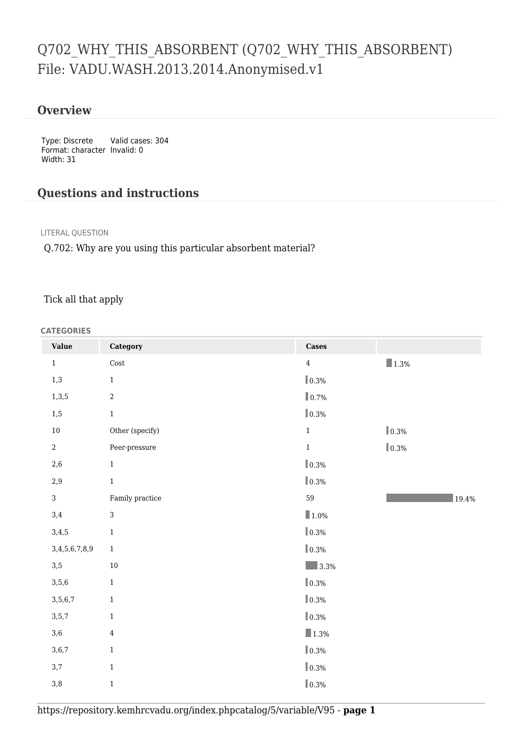# Q702_WHY_THIS_ABSORBENT (Q702_WHY_THIS_ABSORBENT)
File: VADU.WASH.2013.2014.Anonymised.v1

## Overview

Type: Discrete
Format: character
Width: 31

Valid cases: 304
Invalid: 0

## Questions and instructions

LITERAL QUESTION

Q.702: Why are you using this particular absorbent material?

Tick all that apply

**CATEGORIES**

| Value | Category | Cases | |
|---|---|---|---|
| 1 | Cost | 4 | 1.3% |
| 1,3 | 1 | 0.3% | |
| 1,3,5 | 2 | 0.7% | |
| 1,5 | 1 | 0.3% | |
| 10 | Other (specify) | 1 | 0.3% |
| 2 | Peer-pressure | 1 | 0.3% |
| 2,6 | 1 | 0.3% | |
| 2,9 | 1 | 0.3% | |
| 3 | Family practice | 59 | 19.4% |
| 3,4 | 3 | 1.0% | |
| 3,4,5 | 1 | 0.3% | |
| 3,4,5,6,7,8,9 | 1 | 0.3% | |
| 3,5 | 10 | 3.3% | |
| 3,5,6 | 1 | 0.3% | |
| 3,5,6,7 | 1 | 0.3% | |
| 3,5,7 | 1 | 0.3% | |
| 3,6 | 4 | 1.3% | |
| 3,6,7 | 1 | 0.3% | |
| 3,7 | 1 | 0.3% | |
| 3,8 | 1 | 0.3% | |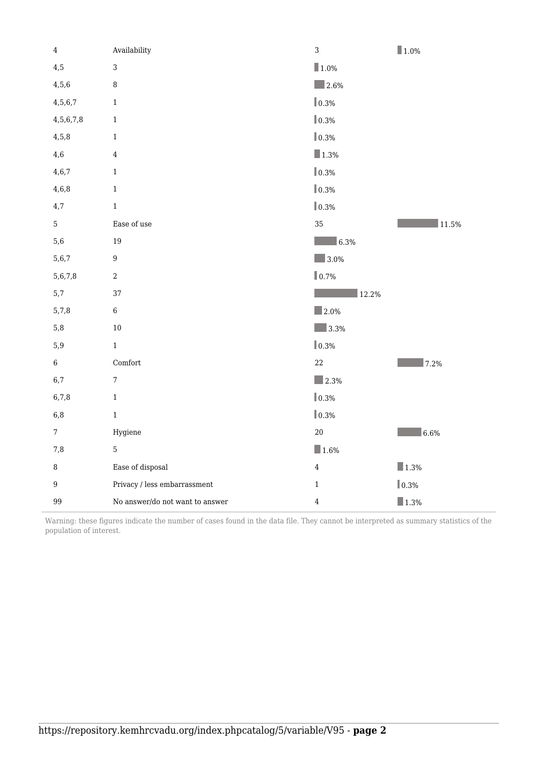| | | | |
|---|---|---|---|
| 4 | Availability | 3 | 1.0% |
| 4,5 | | 3 | 1.0% |
| 4,5,6 | | 8 | 2.6% |
| 4,5,6,7 | | 1 | 0.3% |
| 4,5,6,7,8 | | 1 | 0.3% |
| 4,5,8 | | 1 | 0.3% |
| 4,6 | | 4 | 1.3% |
| 4,6,7 | | 1 | 0.3% |
| 4,6,8 | | 1 | 0.3% |
| 4,7 | | 1 | 0.3% |
| 5 | Ease of use | 35 | 11.5% |
| 5,6 | | 19 | 6.3% |
| 5,6,7 | | 9 | 3.0% |
| 5,6,7,8 | | 2 | 0.7% |
| 5,7 | | 37 | 12.2% |
| 5,7,8 | | 6 | 2.0% |
| 5,8 | | 10 | 3.3% |
| 5,9 | | 1 | 0.3% |
| 6 | Comfort | 22 | 7.2% |
| 6,7 | | 7 | 2.3% |
| 6,7,8 | | 1 | 0.3% |
| 6,8 | | 1 | 0.3% |
| 7 | Hygiene | 20 | 6.6% |
| 7,8 | | 5 | 1.6% |
| 8 | Ease of disposal | 4 | 1.3% |
| 9 | Privacy / less embarrassment | 1 | 0.3% |
| 99 | No answer/do not want to answer | 4 | 1.3% |

Warning: these figures indicate the number of cases found in the data file. They cannot be interpreted as summary statistics of the population of interest.